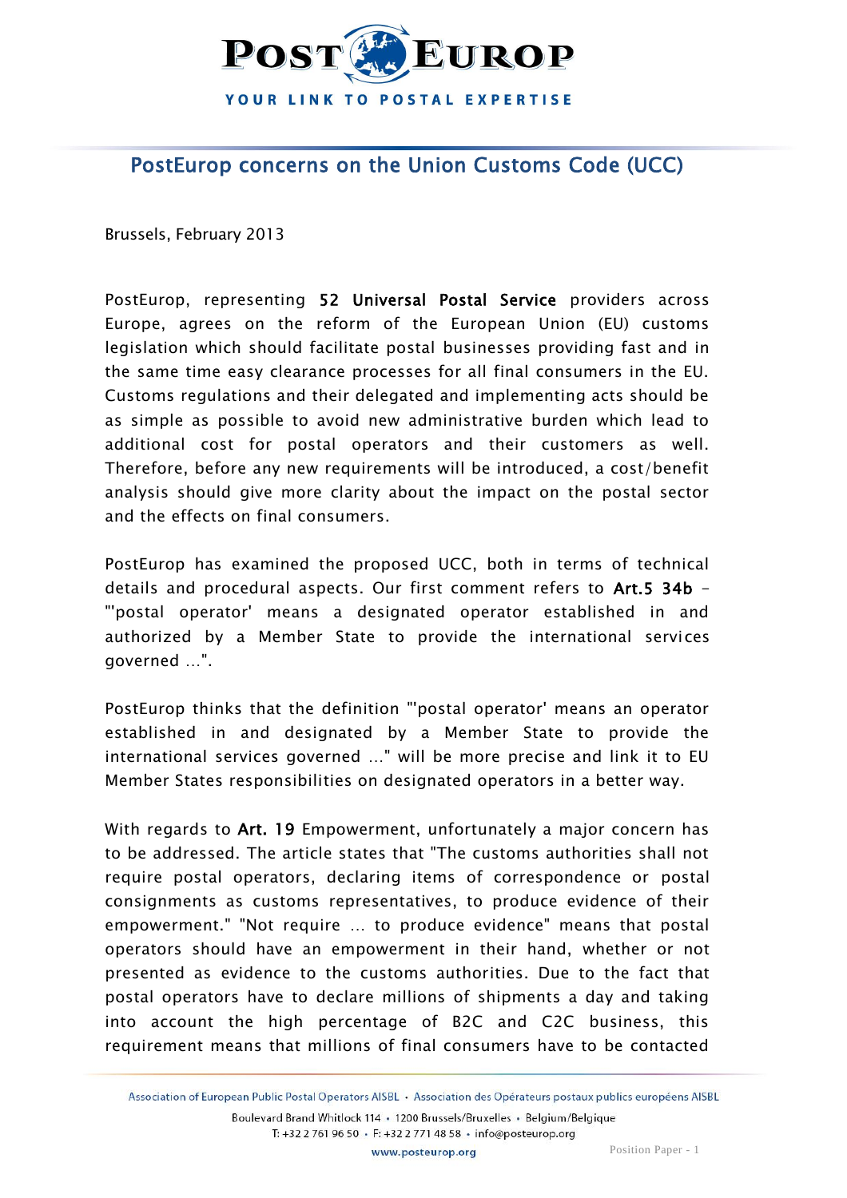# PostEurop concerns on the Union Customs Code (UCC)

Brussels, February 2013

PostEurop, representing **52 Universal Postal Service** providers across Europe, agrees on the reform of the European Union (EU) customs legislation which should facilitate postal businesses providing fast and in the same time easy clearance processes for all final consumers in the EU. Customs regulations and their delegated and implementing acts should be as simple as possible to avoid new administrative burden which lead to additional cost for postal operators and their customers as well. Therefore, before any new requirements will be introduced, a cost/benefit analysis should give more clarity about the impact on the postal sector and the effects on final consumers.

PostEurop has examined the proposed UCC, both in terms of technical details and procedural aspects. Our first comment refers to **Art.5 34b** – "'postal operator' means a designated operator established in and authorized by a Member State to provide the international services governed ...".

PostEurop thinks that the definition "'postal operator' means an operator established in and designated by a Member State to provide the international services governed ..." will be more precise and link it to EU Member States responsibilities on designated operators in a better way.

With regards to **Art. 19** Empowerment, unfortunately a major concern has to be addressed. The article states that "The customs authorities shall not require postal operators, declaring items of correspondence or postal consignments as customs representatives, to produce evidence of their empowerment." "Not require ... to produce evidence" means that postal operators should have an empowerment in their hand, whether or not presented as evidence to the customs authorities. Due to the fact that postal operators have to declare millions of shipments a day and taking into account the high percentage of B2C and C2C business, this requirement means that millions of final consumers have to be contacted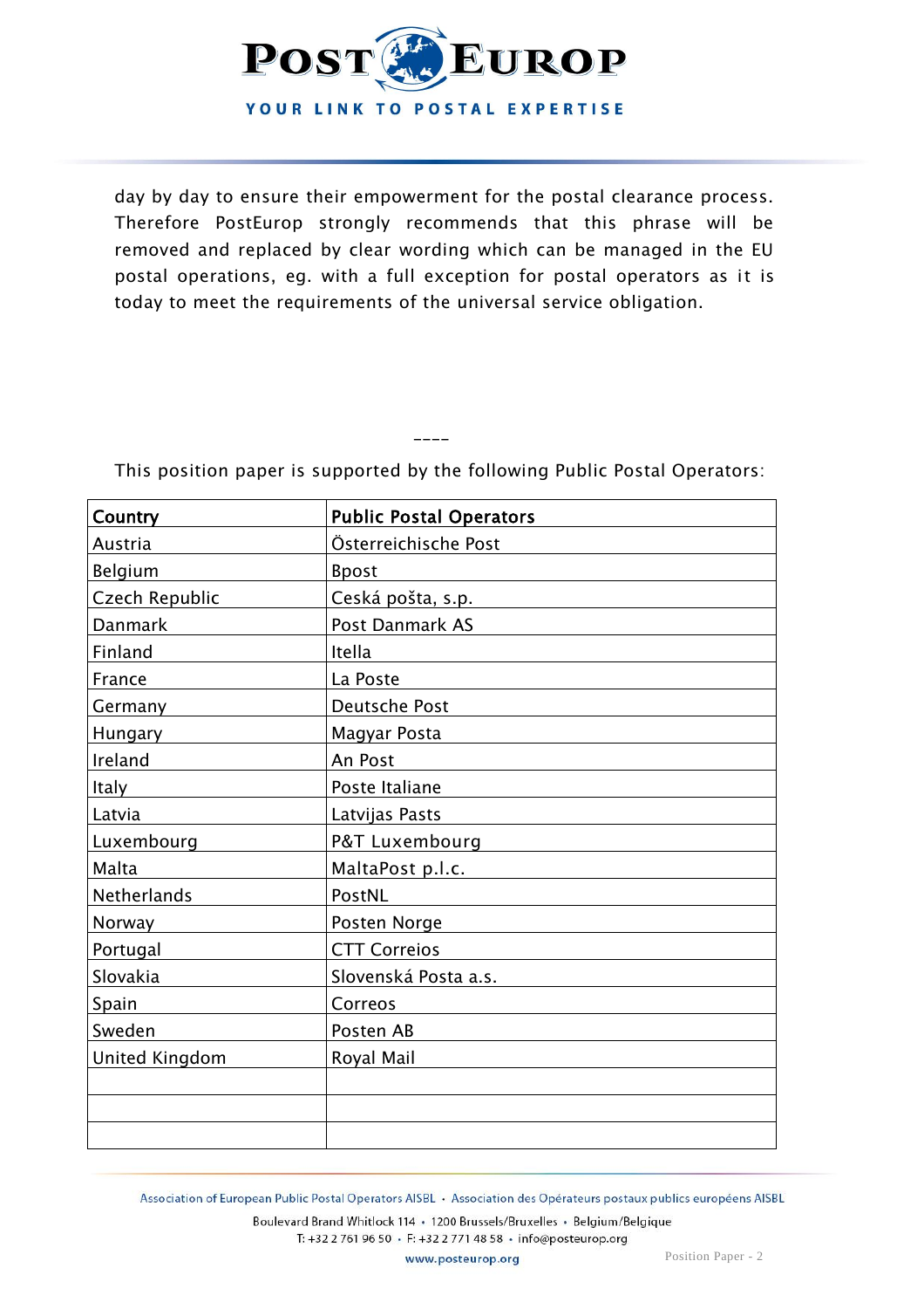day by day to ensure their empowerment for the postal clearance process. Therefore PostEurop strongly recommends that this phrase will be removed and replaced by clear wording which can be managed in the EU postal operations, eg. with a full exception for postal operators as it is today to meet the requirements of the universal service obligation.

----

This position paper is supported by the following Public Postal Operators:

| Country | Public Postal Operators |
| --- | --- |
| Austria | Österreichische Post |
| Belgium | Bpost |
| Czech Republic | Ceská pošta, s.p. |
| Danmark | Post Danmark AS |
| Finland | Itella |
| France | La Poste |
| Germany | Deutsche Post |
| Hungary | Magyar Posta |
| Ireland | An Post |
| Italy | Poste Italiane |
| Latvia | Latvijas Pasts |
| Luxembourg | P&T Luxembourg |
| Malta | MaltaPost p.l.c. |
| Netherlands | PostNL |
| Norway | Posten Norge |
| Portugal | CTT Correios |
| Slovakia | Slovenská Posta a.s. |
| Spain | Correos |
| Sweden | Posten AB |
| United Kingdom | Royal Mail |
| | |
| | |
| | |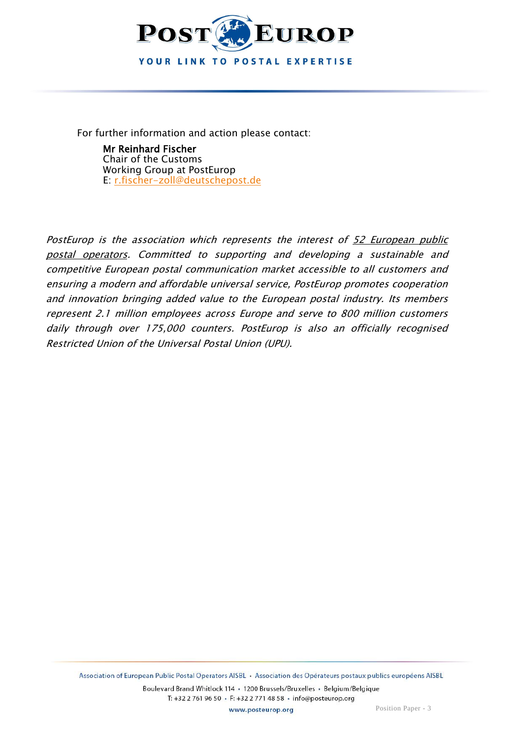For further information and action please contact:

**Mr Reinhard Fischer**
Chair of the Customs
Working Group at PostEurop
E: r.fischer-zoll@deutschepost.de

*PostEurop is the association which represents the interest of 52 European public postal operators. Committed to supporting and developing a sustainable and competitive European postal communication market accessible to all customers and ensuring a modern and affordable universal service, PostEurop promotes cooperation and innovation bringing added value to the European postal industry. Its members represent 2.1 million employees across Europe and serve to 800 million customers daily through over 175,000 counters. PostEurop is also an officially recognised Restricted Union of the Universal Postal Union (UPU).*